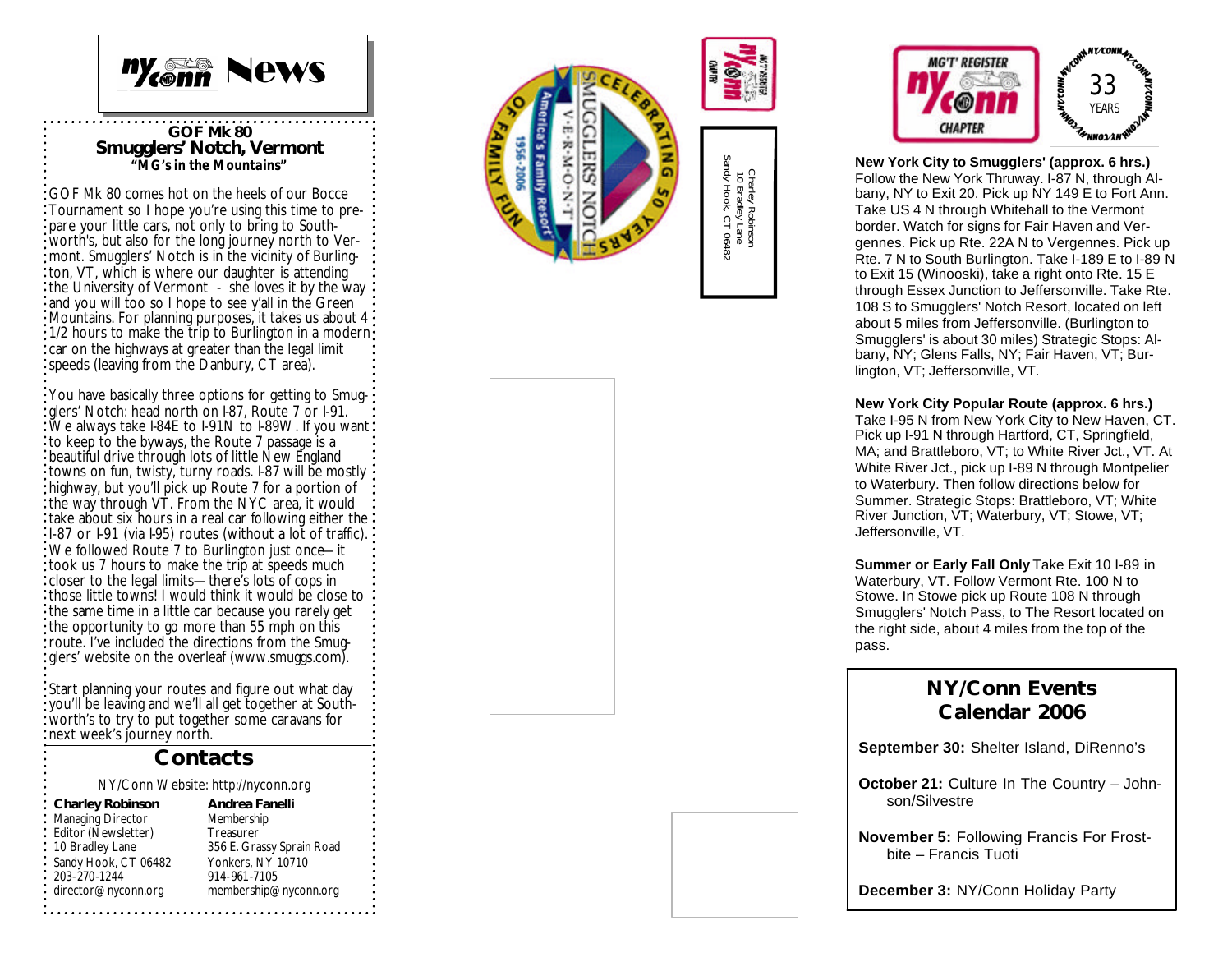# NY/Conn News

## GOF Mk 80
## Smugglers' Notch, Vermont
### "MG's in the Mountains"

GOF Mk 80 comes hot on the heels of our Bocce Tournament so I hope you're using this time to prepare your little cars, not only to bring to Southworth's, but also for the long journey north to Vermont. Smugglers' Notch is in the vicinity of Burlington, VT, which is where our daughter is attending the University of Vermont - she loves it by the way and you will too so I hope to see y'all in the Green Mountains. For planning purposes, it takes us about 4 1/2 hours to make the trip to Burlington in a modern car on the highways at greater than the legal limit speeds (leaving from the Danbury, CT area).

You have basically three options for getting to Smugglers' Notch: head north on I-87, Route 7 or I-91. We always take I-84E to I-91N to I-89W. If you want to keep to the byways, the Route 7 passage is a beautiful drive through lots of little New England towns on fun, twisty, turny roads. I-87 will be mostly highway, but you'll pick up Route 7 for a portion of the way through VT. From the NYC area, it would take about six hours in a real car following either the I-87 or I-91 (via I-95) routes (without a lot of traffic). We followed Route 7 to Burlington just once—it took us 7 hours to make the trip at speeds much closer to the legal limits—there's lots of cops in those little towns! I would think it would be close to the same time in a little car because you rarely get the opportunity to go more than 55 mph on this route. I've included the directions from the Smugglers' website on the overleaf (www.smuggs.com).

Start planning your routes and figure out what day you'll be leaving and we'll all get together at Southworth's to try to put together some caravans for next week's journey north.

## Contacts

NY/Conn Website: http://nyconn.org

**Charley Robinson**
Managing Director
Editor (Newsletter)
10 Bradley Lane
Sandy Hook, CT 06482
203-270-1244
director@nyconn.org

**Andrea Fanelli**
Membership
Treasurer
356 E. Grassy Sprain Road
Yonkers, NY 10710
914-961-7105
membership@nyconn.org

Smugglers' Notch V·E·R·M·O·N·T — America's Family Resort — Celebrating 50 Years of Family Fun 1956-2006

Charley Robinson
10 Bradley Lane
Sandy Hook, CT 06482

MG'T' Register NY/Conn Chapter — NY/Conn 33 Years

**New York City to Smugglers' (approx. 6 hrs.)** Follow the New York Thruway. I-87 N, through Albany, NY to Exit 20. Pick up NY 149 E to Fort Ann. Take US 4 N through Whitehall to the Vermont border. Watch for signs for Fair Haven and Vergennes. Pick up Rte. 22A N to Vergennes. Pick up Rte. 7 N to South Burlington. Take I-189 E to I-89 N to Exit 15 (Winooski), take a right onto Rte. 15 E through Essex Junction to Jeffersonville. Take Rte. 108 S to Smugglers' Notch Resort, located on left about 5 miles from Jeffersonville. (Burlington to Smugglers' is about 30 miles) Strategic Stops: Albany, NY; Glens Falls, NY; Fair Haven, VT; Burlington, VT; Jeffersonville, VT.

**New York City Popular Route (approx. 6 hrs.)** Take I-95 N from New York City to New Haven, CT. Pick up I-91 N through Hartford, CT, Springfield, MA; and Brattleboro, VT; to White River Jct., VT. At White River Jct., pick up I-89 N through Montpelier to Waterbury. Then follow directions below for Summer. Strategic Stops: Brattleboro, VT; White River Junction, VT; Waterbury, VT; Stowe, VT; Jeffersonville, VT.

**Summer or Early Fall Only** Take Exit 10 I-89 in Waterbury, VT. Follow Vermont Rte. 100 N to Stowe. In Stowe pick up Route 108 N through Smugglers' Notch Pass, to The Resort located on the right side, about 4 miles from the top of the pass.

## NY/Conn Events Calendar 2006

**September 30:** Shelter Island, DiRenno's

**October 21:** Culture In The Country – Johnson/Silvestre

**November 5:** Following Francis For Frostbite – Francis Tuoti

**December 3:** NY/Conn Holiday Party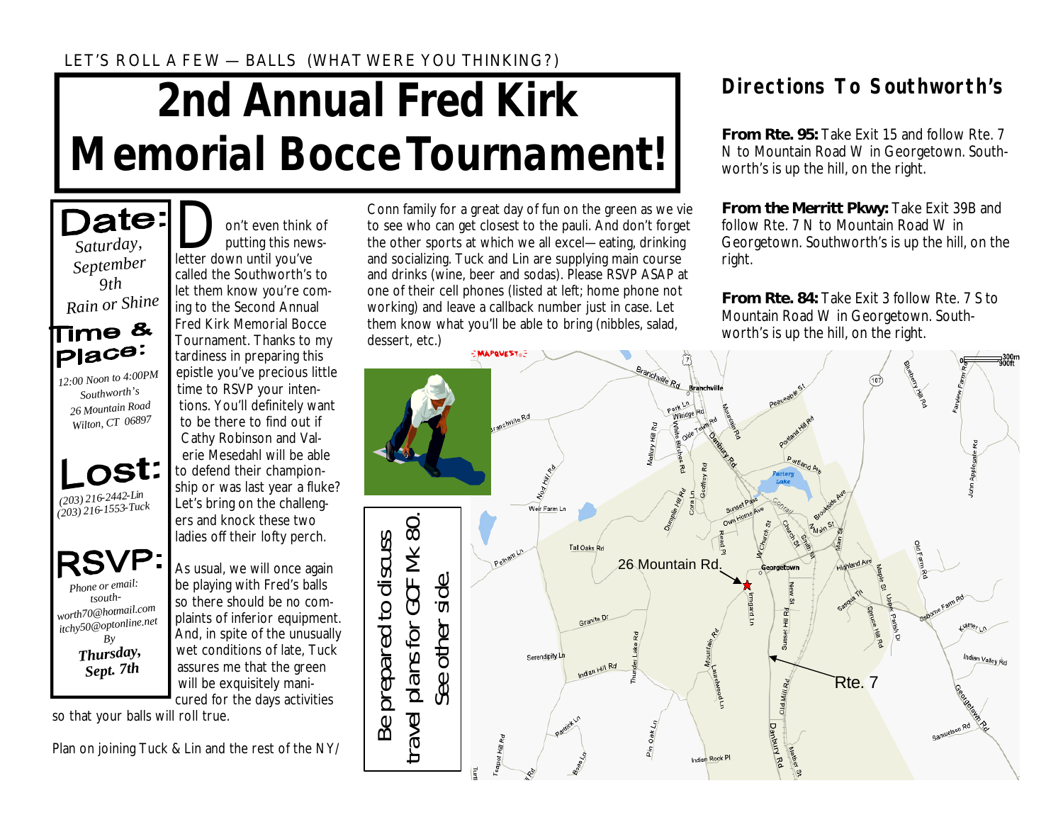LET'S ROLL A FEW — BALLS (WHAT WERE YOU THINKING?)

# 2nd Annual Fred Kirk Memorial Bocce Tournament!

**Date:**
*Saturday, September 9th*
*Rain or Shine*

**Time & Place:**
*12:00 Noon to 4:00PM*
*Southworth's*
*26 Mountain Road*
*Wilton, CT 06897*

**Lost:**
*(203) 216-2442-Lin*
*(203) 216-1553-Tuck*

**RSVP:**
*Phone or email:*
*tsouthworth70@hotmail.com*
*itchy50@optonline.net*
*By*
***Thursday, Sept. 7th***

Don't even think of putting this newsletter down until you've called the Southworth's to let them know you're coming to the Second Annual Fred Kirk Memorial Bocce Tournament. Thanks to my tardiness in preparing this epistle you've precious little time to RSVP your intentions. You'll definitely want to be there to find out if Cathy Robinson and Valerie Mesedahl will be able to defend their championship or was last year a fluke? Let's bring on the challengers and knock these two ladies off their lofty perch.

As usual, we will once again be playing with Fred's balls so there should be no complaints of inferior equipment. And, in spite of the unusually wet conditions of late, Tuck assures me that the green will be exquisitely manicured for the days activities so that your balls will roll true.

Plan on joining Tuck & Lin and the rest of the NY/Conn family for a great day of fun on the green as we vie to see who can get closest to the pauli. And don't forget the other sports at which we all excel—eating, drinking and socializing. Tuck and Lin are supplying main course and drinks (wine, beer and sodas). Please RSVP ASAP at one of their cell phones (listed at left; home phone not working) and leave a callback number just in case. Let them know what you'll be able to bring (nibbles, salad, dessert, etc.)

Be prepared to discuss travel plans for GCF Mk 80. See other side.

## Directions To Southworth's

**From Rte. 95:** Take Exit 15 and follow Rte. 7 N to Mountain Road W in Georgetown. Southworth's is up the hill, on the right.

**From the Merritt Pkwy:** Take Exit 39B and follow Rte. 7 N to Mountain Road W in Georgetown. Southworth's is up the hill, on the right.

**From Rte. 84:** Take Exit 3 follow Rte. 7 S to Mountain Road W in Georgetown. Southworth's is up the hill, on the right.

26 Mountain Rd.

Rte. 7